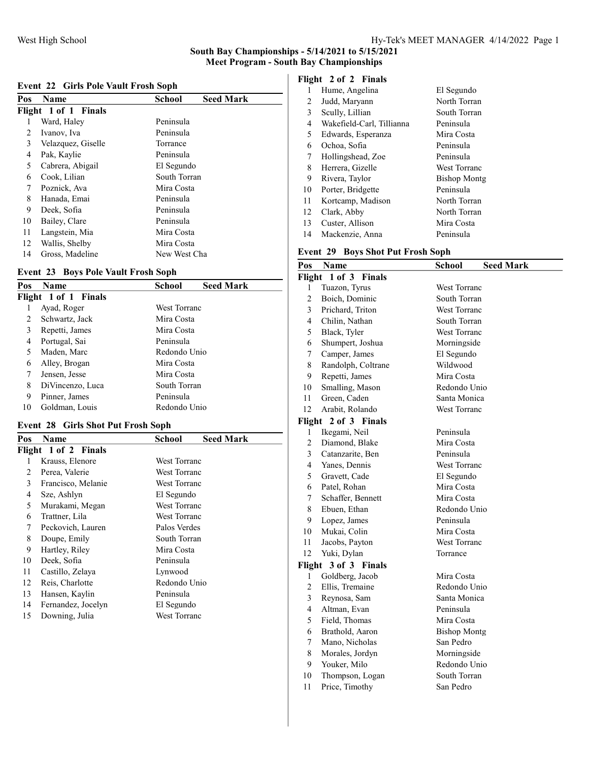## South Bay Championships - 5/14/2021 to 5/15/2021
## Meet Program - South Bay Championships

### Event 22 Girls Pole Vault Frosh Soph

| Pos | Name | School | Seed Mark |
|---|---|---|---|
| **Flight 1 of 1 Finals** | | | |
| 1 | Ward, Haley | Peninsula | |
| 2 | Ivanov, Iva | Peninsula | |
| 3 | Velazquez, Giselle | Torrance | |
| 4 | Pak, Kaylie | Peninsula | |
| 5 | Cabrera, Abigail | El Segundo | |
| 6 | Cook, Lilian | South Torran | |
| 7 | Poznick, Ava | Mira Costa | |
| 8 | Hanada, Emai | Peninsula | |
| 9 | Deek, Sofia | Peninsula | |
| 10 | Bailey, Clare | Peninsula | |
| 11 | Langstein, Mia | Mira Costa | |
| 12 | Wallis, Shelby | Mira Costa | |
| 14 | Gross, Madeline | New West Cha | |

### Event 23 Boys Pole Vault Frosh Soph

| Pos | Name | School | Seed Mark |
|---|---|---|---|
| **Flight 1 of 1 Finals** | | | |
| 1 | Ayad, Roger | West Torranc | |
| 2 | Schwartz, Jack | Mira Costa | |
| 3 | Repetti, James | Mira Costa | |
| 4 | Portugal, Sai | Peninsula | |
| 5 | Maden, Marc | Redondo Unio | |
| 6 | Alley, Brogan | Mira Costa | |
| 7 | Jensen, Jesse | Mira Costa | |
| 8 | DiVincenzo, Luca | South Torran | |
| 9 | Pinner, James | Peninsula | |
| 10 | Goldman, Louis | Redondo Unio | |

### Event 28 Girls Shot Put Frosh Soph

| Pos | Name | School | Seed Mark |
|---|---|---|---|
| **Flight 1 of 2 Finals** | | | |
| 1 | Krauss, Elenore | West Torranc | |
| 2 | Perea, Valerie | West Torranc | |
| 3 | Francisco, Melanie | West Torranc | |
| 4 | Sze, Ashlyn | El Segundo | |
| 5 | Murakami, Megan | West Torranc | |
| 6 | Trattner, Lila | West Torranc | |
| 7 | Peckovich, Lauren | Palos Verdes | |
| 8 | Doupe, Emily | South Torran | |
| 9 | Hartley, Riley | Mira Costa | |
| 10 | Deek, Sofia | Peninsula | |
| 11 | Castillo, Zelaya | Lynwood | |
| 12 | Reis, Charlotte | Redondo Unio | |
| 13 | Hansen, Kaylin | Peninsula | |
| 14 | Fernandez, Jocelyn | El Segundo | |
| 15 | Downing, Julia | West Torranc | |
| **Flight 2 of 2 Finals** | | | |
| 1 | Hume, Angelina | El Segundo | |
| 2 | Judd, Maryann | North Torran | |
| 3 | Scully, Lillian | South Torran | |
| 4 | Wakefield-Carl, Tillianna | Peninsula | |
| 5 | Edwards, Esperanza | Mira Costa | |
| 6 | Ochoa, Sofia | Peninsula | |
| 7 | Hollingshead, Zoe | Peninsula | |
| 8 | Herrera, Gizelle | West Torranc | |
| 9 | Rivera, Taylor | Bishop Montg | |
| 10 | Porter, Bridgette | Peninsula | |
| 11 | Kortcamp, Madison | North Torran | |
| 12 | Clark, Abby | North Torran | |
| 13 | Custer, Allison | Mira Costa | |
| 14 | Mackenzie, Anna | Peninsula | |

### Event 29 Boys Shot Put Frosh Soph

| Pos | Name | School | Seed Mark |
|---|---|---|---|
| **Flight 1 of 3 Finals** | | | |
| 1 | Tuazon, Tyrus | West Torranc | |
| 2 | Boich, Dominic | South Torran | |
| 3 | Prichard, Triton | West Torranc | |
| 4 | Chilin, Nathan | South Torran | |
| 5 | Black, Tyler | West Torranc | |
| 6 | Shumpert, Joshua | Morningside | |
| 7 | Camper, James | El Segundo | |
| 8 | Randolph, Coltrane | Wildwood | |
| 9 | Repetti, James | Mira Costa | |
| 10 | Smalling, Mason | Redondo Unio | |
| 11 | Green, Caden | Santa Monica | |
| 12 | Arabit, Rolando | West Torranc | |
| **Flight 2 of 3 Finals** | | | |
| 1 | Ikegami, Neil | Peninsula | |
| 2 | Diamond, Blake | Mira Costa | |
| 3 | Catanzarite, Ben | Peninsula | |
| 4 | Yanes, Dennis | West Torranc | |
| 5 | Gravett, Cade | El Segundo | |
| 6 | Patel, Rohan | Mira Costa | |
| 7 | Schaffer, Bennett | Mira Costa | |
| 8 | Ebuen, Ethan | Redondo Unio | |
| 9 | Lopez, James | Peninsula | |
| 10 | Mukai, Colin | Mira Costa | |
| 11 | Jacobs, Payton | West Torranc | |
| 12 | Yuki, Dylan | Torrance | |
| **Flight 3 of 3 Finals** | | | |
| 1 | Goldberg, Jacob | Mira Costa | |
| 2 | Ellis, Tremaine | Redondo Unio | |
| 3 | Reynosa, Sam | Santa Monica | |
| 4 | Altman, Evan | Peninsula | |
| 5 | Field, Thomas | Mira Costa | |
| 6 | Brathold, Aaron | Bishop Montg | |
| 7 | Mano, Nicholas | San Pedro | |
| 8 | Morales, Jordyn | Morningside | |
| 9 | Youker, Milo | Redondo Unio | |
| 10 | Thompson, Logan | South Torran | |
| 11 | Price, Timothy | San Pedro | |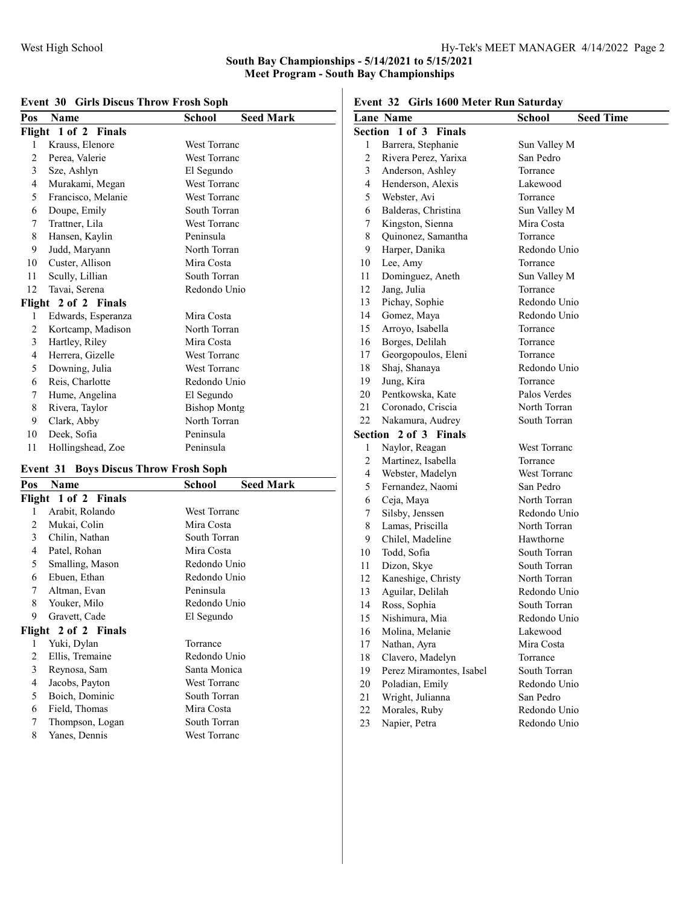## South Bay Championships - 5/14/2021 to 5/15/2021
### Meet Program - South Bay Championships

### Event 30 Girls Discus Throw Frosh Soph

| Pos | Name | School | Seed Mark |
|---|---|---|---|
| **Flight 1 of 2 Finals** | | | |
| 1 | Krauss, Elenore | West Torranc | |
| 2 | Perea, Valerie | West Torranc | |
| 3 | Sze, Ashlyn | El Segundo | |
| 4 | Murakami, Megan | West Torranc | |
| 5 | Francisco, Melanie | West Torranc | |
| 6 | Doupe, Emily | South Torran | |
| 7 | Trattner, Lila | West Torranc | |
| 8 | Hansen, Kaylin | Peninsula | |
| 9 | Judd, Maryann | North Torran | |
| 10 | Custer, Allison | Mira Costa | |
| 11 | Scully, Lillian | South Torran | |
| 12 | Tavai, Serena | Redondo Unio | |
| **Flight 2 of 2 Finals** | | | |
| 1 | Edwards, Esperanza | Mira Costa | |
| 2 | Kortcamp, Madison | North Torran | |
| 3 | Hartley, Riley | Mira Costa | |
| 4 | Herrera, Gizelle | West Torranc | |
| 5 | Downing, Julia | West Torranc | |
| 6 | Reis, Charlotte | Redondo Unio | |
| 7 | Hume, Angelina | El Segundo | |
| 8 | Rivera, Taylor | Bishop Montg | |
| 9 | Clark, Abby | North Torran | |
| 10 | Deek, Sofia | Peninsula | |
| 11 | Hollingshead, Zoe | Peninsula | |

### Event 31 Boys Discus Throw Frosh Soph

| Pos | Name | School | Seed Mark |
|---|---|---|---|
| **Flight 1 of 2 Finals** | | | |
| 1 | Arabit, Rolando | West Torranc | |
| 2 | Mukai, Colin | Mira Costa | |
| 3 | Chilin, Nathan | South Torran | |
| 4 | Patel, Rohan | Mira Costa | |
| 5 | Smalling, Mason | Redondo Unio | |
| 6 | Ebuen, Ethan | Redondo Unio | |
| 7 | Altman, Evan | Peninsula | |
| 8 | Youker, Milo | Redondo Unio | |
| 9 | Gravett, Cade | El Segundo | |
| **Flight 2 of 2 Finals** | | | |
| 1 | Yuki, Dylan | Torrance | |
| 2 | Ellis, Tremaine | Redondo Unio | |
| 3 | Reynosa, Sam | Santa Monica | |
| 4 | Jacobs, Payton | West Torranc | |
| 5 | Boich, Dominic | South Torran | |
| 6 | Field, Thomas | Mira Costa | |
| 7 | Thompson, Logan | South Torran | |
| 8 | Yanes, Dennis | West Torranc | |

### Event 32 Girls 1600 Meter Run Saturday

| Lane | Name | School | Seed Time |
|---|---|---|---|
| **Section 1 of 3 Finals** | | | |
| 1 | Barrera, Stephanie | Sun Valley M | |
| 2 | Rivera Perez, Yarixa | San Pedro | |
| 3 | Anderson, Ashley | Torrance | |
| 4 | Henderson, Alexis | Lakewood | |
| 5 | Webster, Avi | Torrance | |
| 6 | Balderas, Christina | Sun Valley M | |
| 7 | Kingston, Sienna | Mira Costa | |
| 8 | Quinonez, Samantha | Torrance | |
| 9 | Harper, Danika | Redondo Unio | |
| 10 | Lee, Amy | Torrance | |
| 11 | Dominguez, Aneth | Sun Valley M | |
| 12 | Jang, Julia | Torrance | |
| 13 | Pichay, Sophie | Redondo Unio | |
| 14 | Gomez, Maya | Redondo Unio | |
| 15 | Arroyo, Isabella | Torrance | |
| 16 | Borges, Delilah | Torrance | |
| 17 | Georgopoulos, Eleni | Torrance | |
| 18 | Shaj, Shanaya | Redondo Unio | |
| 19 | Jung, Kira | Torrance | |
| 20 | Pentkowska, Kate | Palos Verdes | |
| 21 | Coronado, Criscia | North Torran | |
| 22 | Nakamura, Audrey | South Torran | |
| **Section 2 of 3 Finals** | | | |
| 1 | Naylor, Reagan | West Torranc | |
| 2 | Martinez, Isabella | Torrance | |
| 4 | Webster, Madelyn | West Torranc | |
| 5 | Fernandez, Naomi | San Pedro | |
| 6 | Ceja, Maya | North Torran | |
| 7 | Silsby, Jenssen | Redondo Unio | |
| 8 | Lamas, Priscilla | North Torran | |
| 9 | Chilel, Madeline | Hawthorne | |
| 10 | Todd, Sofia | South Torran | |
| 11 | Dizon, Skye | South Torran | |
| 12 | Kaneshige, Christy | North Torran | |
| 13 | Aguilar, Delilah | Redondo Unio | |
| 14 | Ross, Sophia | South Torran | |
| 15 | Nishimura, Mia | Redondo Unio | |
| 16 | Molina, Melanie | Lakewood | |
| 17 | Nathan, Ayra | Mira Costa | |
| 18 | Clavero, Madelyn | Torrance | |
| 19 | Perez Miramontes, Isabel | South Torran | |
| 20 | Poladian, Emily | Redondo Unio | |
| 21 | Wright, Julianna | San Pedro | |
| 22 | Morales, Ruby | Redondo Unio | |
| 23 | Napier, Petra | Redondo Unio | |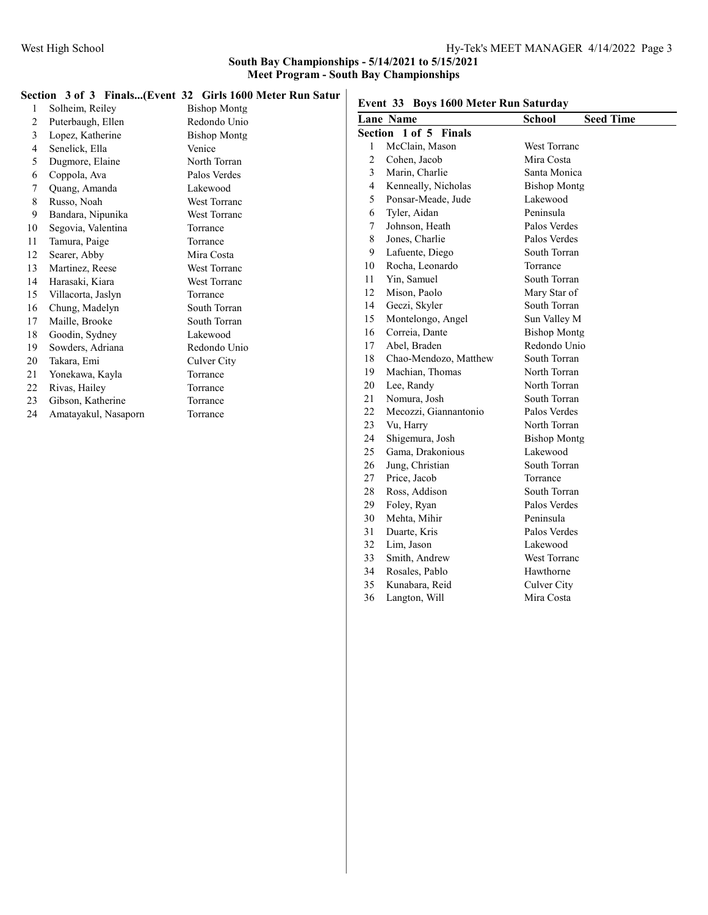## South Bay Championships - 5/14/2021 to 5/15/2021
### Meet Program - South Bay Championships

**Section 3 of 3 Finals...(Event 32 Girls 1600 Meter Run Satur**

| Lane | Name | School |
|---|---|---|
| 1 | Solheim, Reiley | Bishop Montg |
| 2 | Puterbaugh, Ellen | Redondo Unio |
| 3 | Lopez, Katherine | Bishop Montg |
| 4 | Senelick, Ella | Venice |
| 5 | Dugmore, Elaine | North Torran |
| 6 | Coppola, Ava | Palos Verdes |
| 7 | Quang, Amanda | Lakewood |
| 8 | Russo, Noah | West Torranc |
| 9 | Bandara, Nipunika | West Torranc |
| 10 | Segovia, Valentina | Torrance |
| 11 | Tamura, Paige | Torrance |
| 12 | Searer, Abby | Mira Costa |
| 13 | Martinez, Reese | West Torranc |
| 14 | Harasaki, Kiara | West Torranc |
| 15 | Villacorta, Jaslyn | Torrance |
| 16 | Chung, Madelyn | South Torran |
| 17 | Maille, Brooke | South Torran |
| 18 | Goodin, Sydney | Lakewood |
| 19 | Sowders, Adriana | Redondo Unio |
| 20 | Takara, Emi | Culver City |
| 21 | Yonekawa, Kayla | Torrance |
| 22 | Rivas, Hailey | Torrance |
| 23 | Gibson, Katherine | Torrance |
| 24 | Amatayakul, Nasaporn | Torrance |

**Event 33 Boys 1600 Meter Run Saturday**

| Lane | Name | School | Seed Time |
|---|---|---|---|
| **Section 1 of 5 Finals** | | | |
| 1 | McClain, Mason | West Torranc | |
| 2 | Cohen, Jacob | Mira Costa | |
| 3 | Marin, Charlie | Santa Monica | |
| 4 | Kenneally, Nicholas | Bishop Montg | |
| 5 | Ponsar-Meade, Jude | Lakewood | |
| 6 | Tyler, Aidan | Peninsula | |
| 7 | Johnson, Heath | Palos Verdes | |
| 8 | Jones, Charlie | Palos Verdes | |
| 9 | Lafuente, Diego | South Torran | |
| 10 | Rocha, Leonardo | Torrance | |
| 11 | Yin, Samuel | South Torran | |
| 12 | Mison, Paolo | Mary Star of | |
| 14 | Geczi, Skyler | South Torran | |
| 15 | Montelongo, Angel | Sun Valley M | |
| 16 | Correia, Dante | Bishop Montg | |
| 17 | Abel, Braden | Redondo Unio | |
| 18 | Chao-Mendozo, Matthew | South Torran | |
| 19 | Machian, Thomas | North Torran | |
| 20 | Lee, Randy | North Torran | |
| 21 | Nomura, Josh | South Torran | |
| 22 | Mecozzi, Giannantonio | Palos Verdes | |
| 23 | Vu, Harry | North Torran | |
| 24 | Shigemura, Josh | Bishop Montg | |
| 25 | Gama, Drakonious | Lakewood | |
| 26 | Jung, Christian | South Torran | |
| 27 | Price, Jacob | Torrance | |
| 28 | Ross, Addison | South Torran | |
| 29 | Foley, Ryan | Palos Verdes | |
| 30 | Mehta, Mihir | Peninsula | |
| 31 | Duarte, Kris | Palos Verdes | |
| 32 | Lim, Jason | Lakewood | |
| 33 | Smith, Andrew | West Torranc | |
| 34 | Rosales, Pablo | Hawthorne | |
| 35 | Kunabara, Reid | Culver City | |
| 36 | Langton, Will | Mira Costa | |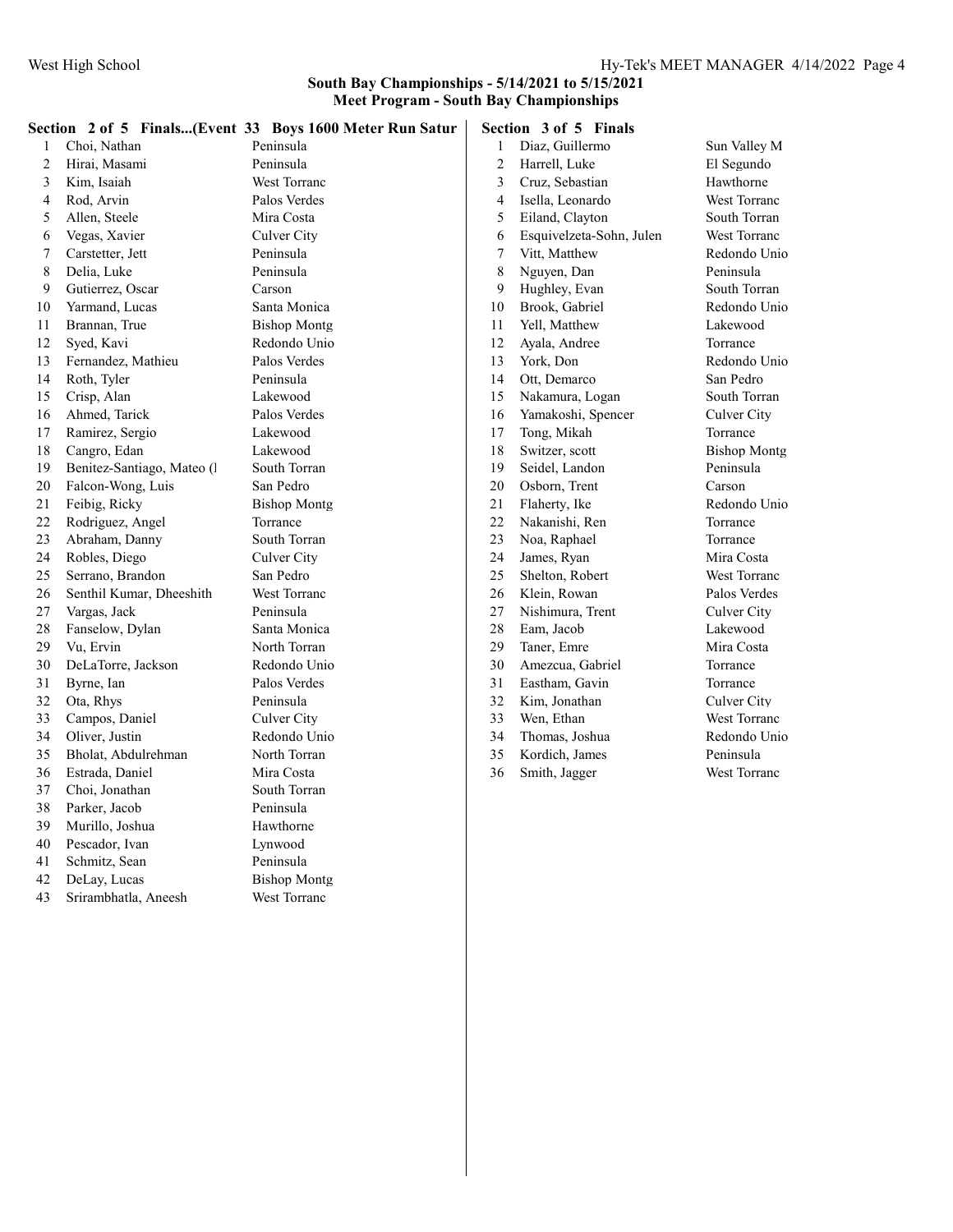**South Bay Championships - 5/14/2021 to 5/15/2021**
**Meet Program - South Bay Championships**

### Section 2 of 5 Finals...(Event 33 Boys 1600 Meter Run Satur

| # | Name | School |
|---|---|---|
| 1 | Choi, Nathan | Peninsula |
| 2 | Hirai, Masami | Peninsula |
| 3 | Kim, Isaiah | West Torranc |
| 4 | Rod, Arvin | Palos Verdes |
| 5 | Allen, Steele | Mira Costa |
| 6 | Vegas, Xavier | Culver City |
| 7 | Carstetter, Jett | Peninsula |
| 8 | Delia, Luke | Peninsula |
| 9 | Gutierrez, Oscar | Carson |
| 10 | Yarmand, Lucas | Santa Monica |
| 11 | Brannan, True | Bishop Montg |
| 12 | Syed, Kavi | Redondo Unio |
| 13 | Fernandez, Mathieu | Palos Verdes |
| 14 | Roth, Tyler | Peninsula |
| 15 | Crisp, Alan | Lakewood |
| 16 | Ahmed, Tarick | Palos Verdes |
| 17 | Ramirez, Sergio | Lakewood |
| 18 | Cangro, Edan | Lakewood |
| 19 | Benitez-Santiago, Mateo (l | South Torran |
| 20 | Falcon-Wong, Luis | San Pedro |
| 21 | Feibig, Ricky | Bishop Montg |
| 22 | Rodriguez, Angel | Torrance |
| 23 | Abraham, Danny | South Torran |
| 24 | Robles, Diego | Culver City |
| 25 | Serrano, Brandon | San Pedro |
| 26 | Senthil Kumar, Dheeshith | West Torranc |
| 27 | Vargas, Jack | Peninsula |
| 28 | Fanselow, Dylan | Santa Monica |
| 29 | Vu, Ervin | North Torran |
| 30 | DeLaTorre, Jackson | Redondo Unio |
| 31 | Byrne, Ian | Palos Verdes |
| 32 | Ota, Rhys | Peninsula |
| 33 | Campos, Daniel | Culver City |
| 34 | Oliver, Justin | Redondo Unio |
| 35 | Bholat, Abdulrehman | North Torran |
| 36 | Estrada, Daniel | Mira Costa |
| 37 | Choi, Jonathan | South Torran |
| 38 | Parker, Jacob | Peninsula |
| 39 | Murillo, Joshua | Hawthorne |
| 40 | Pescador, Ivan | Lynwood |
| 41 | Schmitz, Sean | Peninsula |
| 42 | DeLay, Lucas | Bishop Montg |
| 43 | Srirambhatla, Aneesh | West Torranc |

### Section 3 of 5 Finals

| # | Name | School |
|---|---|---|
| 1 | Diaz, Guillermo | Sun Valley M |
| 2 | Harrell, Luke | El Segundo |
| 3 | Cruz, Sebastian | Hawthorne |
| 4 | Isella, Leonardo | West Torranc |
| 5 | Eiland, Clayton | South Torran |
| 6 | Esquivelzeta-Sohn, Julen | West Torranc |
| 7 | Vitt, Matthew | Redondo Unio |
| 8 | Nguyen, Dan | Peninsula |
| 9 | Hughley, Evan | South Torran |
| 10 | Brook, Gabriel | Redondo Unio |
| 11 | Yell, Matthew | Lakewood |
| 12 | Ayala, Andree | Torrance |
| 13 | York, Don | Redondo Unio |
| 14 | Ott, Demarco | San Pedro |
| 15 | Nakamura, Logan | South Torran |
| 16 | Yamakoshi, Spencer | Culver City |
| 17 | Tong, Mikah | Torrance |
| 18 | Switzer, scott | Bishop Montg |
| 19 | Seidel, Landon | Peninsula |
| 20 | Osborn, Trent | Carson |
| 21 | Flaherty, Ike | Redondo Unio |
| 22 | Nakanishi, Ren | Torrance |
| 23 | Noa, Raphael | Torrance |
| 24 | James, Ryan | Mira Costa |
| 25 | Shelton, Robert | West Torranc |
| 26 | Klein, Rowan | Palos Verdes |
| 27 | Nishimura, Trent | Culver City |
| 28 | Eam, Jacob | Lakewood |
| 29 | Taner, Emre | Mira Costa |
| 30 | Amezcua, Gabriel | Torrance |
| 31 | Eastham, Gavin | Torrance |
| 32 | Kim, Jonathan | Culver City |
| 33 | Wen, Ethan | West Torranc |
| 34 | Thomas, Joshua | Redondo Unio |
| 35 | Kordich, James | Peninsula |
| 36 | Smith, Jagger | West Torranc |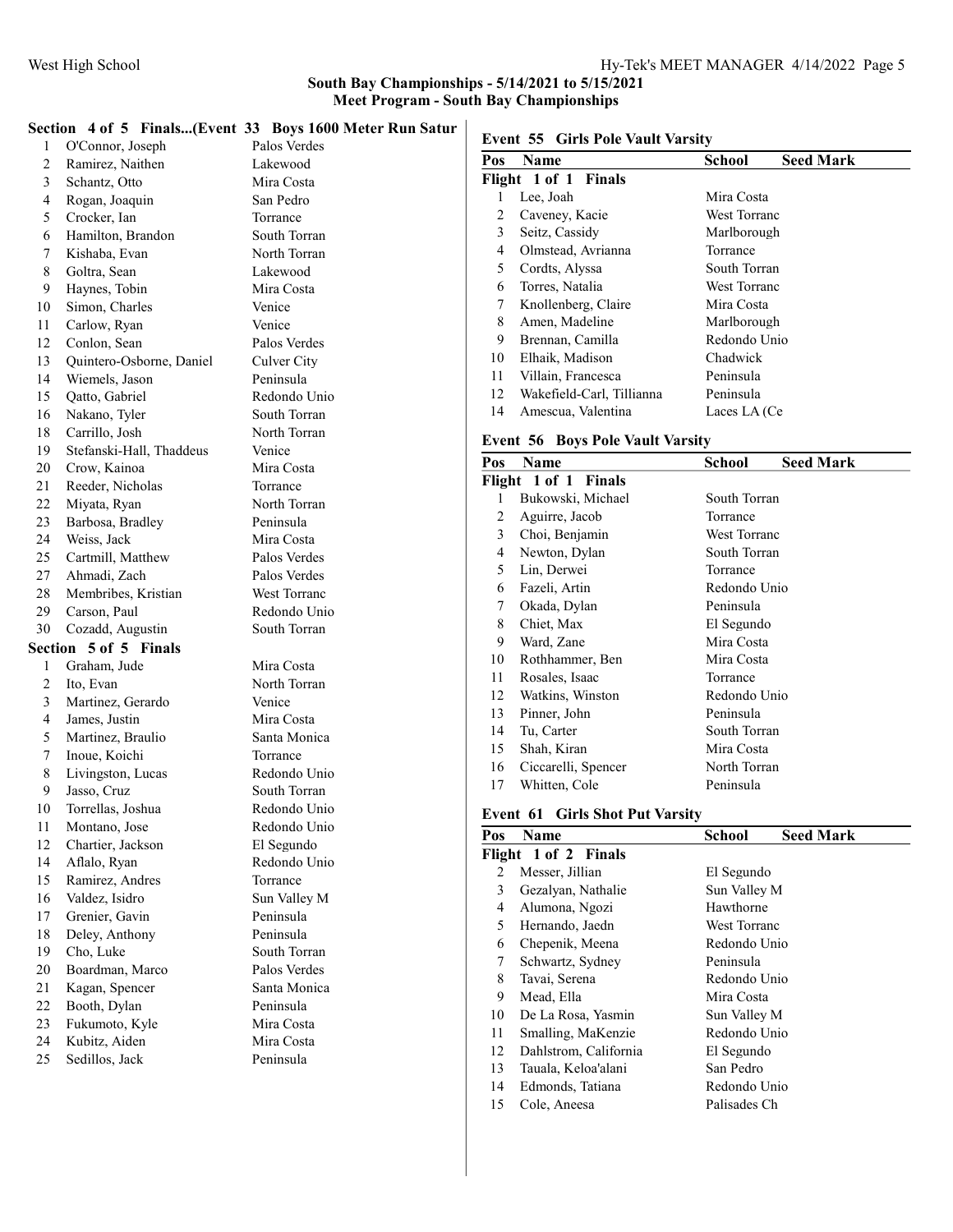## South Bay Championships - 5/14/2021 to 5/15/2021
### Meet Program - South Bay Championships

**Section 4 of 5 Finals...(Event 33 Boys 1600 Meter Run Satur**

| Pos | Name | School |
|---|---|---|
| 1 | O'Connor, Joseph | Palos Verdes |
| 2 | Ramirez, Naithen | Lakewood |
| 3 | Schantz, Otto | Mira Costa |
| 4 | Rogan, Joaquin | San Pedro |
| 5 | Crocker, Ian | Torrance |
| 6 | Hamilton, Brandon | South Torran |
| 7 | Kishaba, Evan | North Torran |
| 8 | Goltra, Sean | Lakewood |
| 9 | Haynes, Tobin | Mira Costa |
| 10 | Simon, Charles | Venice |
| 11 | Carlow, Ryan | Venice |
| 12 | Conlon, Sean | Palos Verdes |
| 13 | Quintero-Osborne, Daniel | Culver City |
| 14 | Wiemels, Jason | Peninsula |
| 15 | Qatto, Gabriel | Redondo Unio |
| 16 | Nakano, Tyler | South Torran |
| 18 | Carrillo, Josh | North Torran |
| 19 | Stefanski-Hall, Thaddeus | Venice |
| 20 | Crow, Kainoa | Mira Costa |
| 21 | Reeder, Nicholas | Torrance |
| 22 | Miyata, Ryan | North Torran |
| 23 | Barbosa, Bradley | Peninsula |
| 24 | Weiss, Jack | Mira Costa |
| 25 | Cartmill, Matthew | Palos Verdes |
| 27 | Ahmadi, Zach | Palos Verdes |
| 28 | Membribes, Kristian | West Torranc |
| 29 | Carson, Paul | Redondo Unio |
| 30 | Cozadd, Augustin | South Torran |

**Section 5 of 5 Finals**

| Pos | Name | School |
|---|---|---|
| 1 | Graham, Jude | Mira Costa |
| 2 | Ito, Evan | North Torran |
| 3 | Martinez, Gerardo | Venice |
| 4 | James, Justin | Mira Costa |
| 5 | Martinez, Braulio | Santa Monica |
| 7 | Inoue, Koichi | Torrance |
| 8 | Livingston, Lucas | Redondo Unio |
| 9 | Jasso, Cruz | South Torran |
| 10 | Torrellas, Joshua | Redondo Unio |
| 11 | Montano, Jose | Redondo Unio |
| 12 | Chartier, Jackson | El Segundo |
| 14 | Aflalo, Ryan | Redondo Unio |
| 15 | Ramirez, Andres | Torrance |
| 16 | Valdez, Isidro | Sun Valley M |
| 17 | Grenier, Gavin | Peninsula |
| 18 | Deley, Anthony | Peninsula |
| 19 | Cho, Luke | South Torran |
| 20 | Boardman, Marco | Palos Verdes |
| 21 | Kagan, Spencer | Santa Monica |
| 22 | Booth, Dylan | Peninsula |
| 23 | Fukumoto, Kyle | Mira Costa |
| 24 | Kubitz, Aiden | Mira Costa |
| 25 | Sedillos, Jack | Peninsula |

### Event 55 Girls Pole Vault Varsity

| Pos | Name | School | Seed Mark |
|---|---|---|---|
| **Flight 1 of 1 Finals** | | | |
| 1 | Lee, Joah | Mira Costa | |
| 2 | Caveney, Kacie | West Torranc | |
| 3 | Seitz, Cassidy | Marlborough | |
| 4 | Olmstead, Avrianna | Torrance | |
| 5 | Cordts, Alyssa | South Torran | |
| 6 | Torres, Natalia | West Torranc | |
| 7 | Knollenberg, Claire | Mira Costa | |
| 8 | Amen, Madeline | Marlborough | |
| 9 | Brennan, Camilla | Redondo Unio | |
| 10 | Elhaik, Madison | Chadwick | |
| 11 | Villain, Francesca | Peninsula | |
| 12 | Wakefield-Carl, Tillianna | Peninsula | |
| 14 | Amescua, Valentina | Laces LA (Ce | |

### Event 56 Boys Pole Vault Varsity

| Pos | Name | School | Seed Mark |
|---|---|---|---|
| **Flight 1 of 1 Finals** | | | |
| 1 | Bukowski, Michael | South Torran | |
| 2 | Aguirre, Jacob | Torrance | |
| 3 | Choi, Benjamin | West Torranc | |
| 4 | Newton, Dylan | South Torran | |
| 5 | Lin, Derwei | Torrance | |
| 6 | Fazeli, Artin | Redondo Unio | |
| 7 | Okada, Dylan | Peninsula | |
| 8 | Chiet, Max | El Segundo | |
| 9 | Ward, Zane | Mira Costa | |
| 10 | Rothhammer, Ben | Mira Costa | |
| 11 | Rosales, Isaac | Torrance | |
| 12 | Watkins, Winston | Redondo Unio | |
| 13 | Pinner, John | Peninsula | |
| 14 | Tu, Carter | South Torran | |
| 15 | Shah, Kiran | Mira Costa | |
| 16 | Ciccarelli, Spencer | North Torran | |
| 17 | Whitten, Cole | Peninsula | |

### Event 61 Girls Shot Put Varsity

| Pos | Name | School | Seed Mark |
|---|---|---|---|
| **Flight 1 of 2 Finals** | | | |
| 2 | Messer, Jillian | El Segundo | |
| 3 | Gezalyan, Nathalie | Sun Valley M | |
| 4 | Alumona, Ngozi | Hawthorne | |
| 5 | Hernando, Jaedn | West Torranc | |
| 6 | Chepenik, Meena | Redondo Unio | |
| 7 | Schwartz, Sydney | Peninsula | |
| 8 | Tavai, Serena | Redondo Unio | |
| 9 | Mead, Ella | Mira Costa | |
| 10 | De La Rosa, Yasmin | Sun Valley M | |
| 11 | Smalling, MaKenzie | Redondo Unio | |
| 12 | Dahlstrom, California | El Segundo | |
| 13 | Tauala, Keloa'alani | San Pedro | |
| 14 | Edmonds, Tatiana | Redondo Unio | |
| 15 | Cole, Aneesa | Palisades Ch | |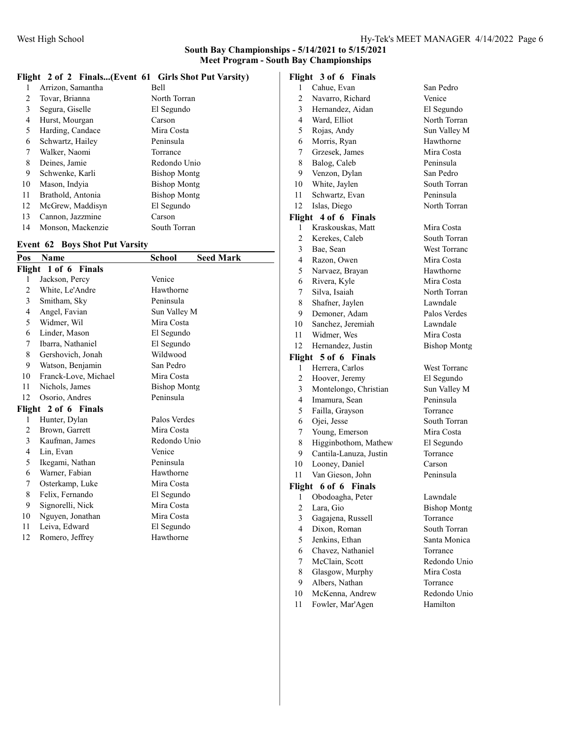## South Bay Championships - 5/14/2021 to 5/15/2021
## Meet Program - South Bay Championships

### Flight 2 of 2 Finals...(Event 61 Girls Shot Put Varsity)

| Pos | Name | School |
|---|---|---|
| 1 | Arrizon, Samantha | Bell |
| 2 | Tovar, Brianna | North Torran |
| 3 | Segura, Giselle | El Segundo |
| 4 | Hurst, Mourgan | Carson |
| 5 | Harding, Candace | Mira Costa |
| 6 | Schwartz, Hailey | Peninsula |
| 7 | Walker, Naomi | Torrance |
| 8 | Deines, Jamie | Redondo Unio |
| 9 | Schwenke, Karli | Bishop Montg |
| 10 | Mason, Indyia | Bishop Montg |
| 11 | Brathold, Antonia | Bishop Montg |
| 12 | McGrew, Maddisyn | El Segundo |
| 13 | Cannon, Jazzmine | Carson |
| 14 | Monson, Mackenzie | South Torran |

### Event 62 Boys Shot Put Varsity

| Pos | Name | School | Seed Mark |
|---|---|---|---|
| **Flight 1 of 6 Finals** | | | |
| 1 | Jackson, Percy | Venice | |
| 2 | White, Le'Andre | Hawthorne | |
| 3 | Smitham, Sky | Peninsula | |
| 4 | Angel, Favian | Sun Valley M | |
| 5 | Widmer, Wil | Mira Costa | |
| 6 | Linder, Mason | El Segundo | |
| 7 | Ibarra, Nathaniel | El Segundo | |
| 8 | Gershovich, Jonah | Wildwood | |
| 9 | Watson, Benjamin | San Pedro | |
| 10 | Franck-Love, Michael | Mira Costa | |
| 11 | Nichols, James | Bishop Montg | |
| 12 | Osorio, Andres | Peninsula | |
| **Flight 2 of 6 Finals** | | | |
| 1 | Hunter, Dylan | Palos Verdes | |
| 2 | Brown, Garrett | Mira Costa | |
| 3 | Kaufman, James | Redondo Unio | |
| 4 | Lin, Evan | Venice | |
| 5 | Ikegami, Nathan | Peninsula | |
| 6 | Warner, Fabian | Hawthorne | |
| 7 | Osterkamp, Luke | Mira Costa | |
| 8 | Felix, Fernando | El Segundo | |
| 9 | Signorelli, Nick | Mira Costa | |
| 10 | Nguyen, Jonathan | Mira Costa | |
| 11 | Leiva, Edward | El Segundo | |
| 12 | Romero, Jeffrey | Hawthorne | |
| **Flight 3 of 6 Finals** | | | |
| 1 | Cahue, Evan | San Pedro | |
| 2 | Navarro, Richard | Venice | |
| 3 | Hernandez, Aidan | El Segundo | |
| 4 | Ward, Elliot | North Torran | |
| 5 | Rojas, Andy | Sun Valley M | |
| 6 | Morris, Ryan | Hawthorne | |
| 7 | Grzesek, James | Mira Costa | |
| 8 | Balog, Caleb | Peninsula | |
| 9 | Venzon, Dylan | San Pedro | |
| 10 | White, Jaylen | South Torran | |
| 11 | Schwartz, Evan | Peninsula | |
| 12 | Islas, Diego | North Torran | |
| **Flight 4 of 6 Finals** | | | |
| 1 | Kraskouskas, Matt | Mira Costa | |
| 2 | Kerekes, Caleb | South Torran | |
| 3 | Bae, Sean | West Torranc | |
| 4 | Razon, Owen | Mira Costa | |
| 5 | Narvaez, Brayan | Hawthorne | |
| 6 | Rivera, Kyle | Mira Costa | |
| 7 | Silva, Isaiah | North Torran | |
| 8 | Shafner, Jaylen | Lawndale | |
| 9 | Demoner, Adam | Palos Verdes | |
| 10 | Sanchez, Jeremiah | Lawndale | |
| 11 | Widmer, Wes | Mira Costa | |
| 12 | Hernandez, Justin | Bishop Montg | |
| **Flight 5 of 6 Finals** | | | |
| 1 | Herrera, Carlos | West Torranc | |
| 2 | Hoover, Jeremy | El Segundo | |
| 3 | Montelongo, Christian | Sun Valley M | |
| 4 | Imamura, Sean | Peninsula | |
| 5 | Failla, Grayson | Torrance | |
| 6 | Ojei, Jesse | South Torran | |
| 7 | Young, Emerson | Mira Costa | |
| 8 | Higginbothom, Mathew | El Segundo | |
| 9 | Cantila-Lanuza, Justin | Torrance | |
| 10 | Looney, Daniel | Carson | |
| 11 | Van Gieson, John | Peninsula | |
| **Flight 6 of 6 Finals** | | | |
| 1 | Obodoagha, Peter | Lawndale | |
| 2 | Lara, Gio | Bishop Montg | |
| 3 | Gagajena, Russell | Torrance | |
| 4 | Dixon, Roman | South Torran | |
| 5 | Jenkins, Ethan | Santa Monica | |
| 6 | Chavez, Nathaniel | Torrance | |
| 7 | McClain, Scott | Redondo Unio | |
| 8 | Glasgow, Murphy | Mira Costa | |
| 9 | Albers, Nathan | Torrance | |
| 10 | McKenna, Andrew | Redondo Unio | |
| 11 | Fowler, Mar'Agen | Hamilton | |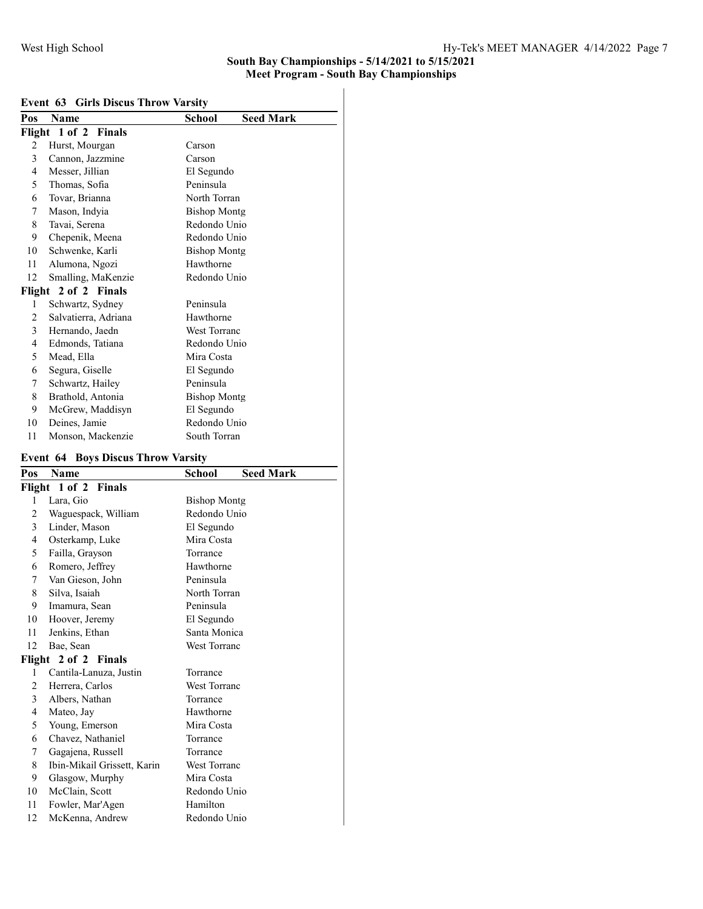## South Bay Championships - 5/14/2021 to 5/15/2021
### Meet Program - South Bay Championships

### Event 63 Girls Discus Throw Varsity

| Pos | Name | School | Seed Mark |
|---|---|---|---|
| **Flight 1 of 2 Finals** | | | |
| 2 | Hurst, Mourgan | Carson | |
| 3 | Cannon, Jazzmine | Carson | |
| 4 | Messer, Jillian | El Segundo | |
| 5 | Thomas, Sofia | Peninsula | |
| 6 | Tovar, Brianna | North Torran | |
| 7 | Mason, Indyia | Bishop Montg | |
| 8 | Tavai, Serena | Redondo Unio | |
| 9 | Chepenik, Meena | Redondo Unio | |
| 10 | Schwenke, Karli | Bishop Montg | |
| 11 | Alumona, Ngozi | Hawthorne | |
| 12 | Smalling, MaKenzie | Redondo Unio | |
| **Flight 2 of 2 Finals** | | | |
| 1 | Schwartz, Sydney | Peninsula | |
| 2 | Salvatierra, Adriana | Hawthorne | |
| 3 | Hernando, Jaedn | West Torranc | |
| 4 | Edmonds, Tatiana | Redondo Unio | |
| 5 | Mead, Ella | Mira Costa | |
| 6 | Segura, Giselle | El Segundo | |
| 7 | Schwartz, Hailey | Peninsula | |
| 8 | Brathold, Antonia | Bishop Montg | |
| 9 | McGrew, Maddisyn | El Segundo | |
| 10 | Deines, Jamie | Redondo Unio | |
| 11 | Monson, Mackenzie | South Torran | |

### Event 64 Boys Discus Throw Varsity

| Pos | Name | School | Seed Mark |
|---|---|---|---|
| **Flight 1 of 2 Finals** | | | |
| 1 | Lara, Gio | Bishop Montg | |
| 2 | Waguespack, William | Redondo Unio | |
| 3 | Linder, Mason | El Segundo | |
| 4 | Osterkamp, Luke | Mira Costa | |
| 5 | Failla, Grayson | Torrance | |
| 6 | Romero, Jeffrey | Hawthorne | |
| 7 | Van Gieson, John | Peninsula | |
| 8 | Silva, Isaiah | North Torran | |
| 9 | Imamura, Sean | Peninsula | |
| 10 | Hoover, Jeremy | El Segundo | |
| 11 | Jenkins, Ethan | Santa Monica | |
| 12 | Bae, Sean | West Torranc | |
| **Flight 2 of 2 Finals** | | | |
| 1 | Cantila-Lanuza, Justin | Torrance | |
| 2 | Herrera, Carlos | West Torranc | |
| 3 | Albers, Nathan | Torrance | |
| 4 | Mateo, Jay | Hawthorne | |
| 5 | Young, Emerson | Mira Costa | |
| 6 | Chavez, Nathaniel | Torrance | |
| 7 | Gagajena, Russell | Torrance | |
| 8 | Ibin-Mikail Grissett, Karin | West Torranc | |
| 9 | Glasgow, Murphy | Mira Costa | |
| 10 | McClain, Scott | Redondo Unio | |
| 11 | Fowler, Mar'Agen | Hamilton | |
| 12 | McKenna, Andrew | Redondo Unio | |